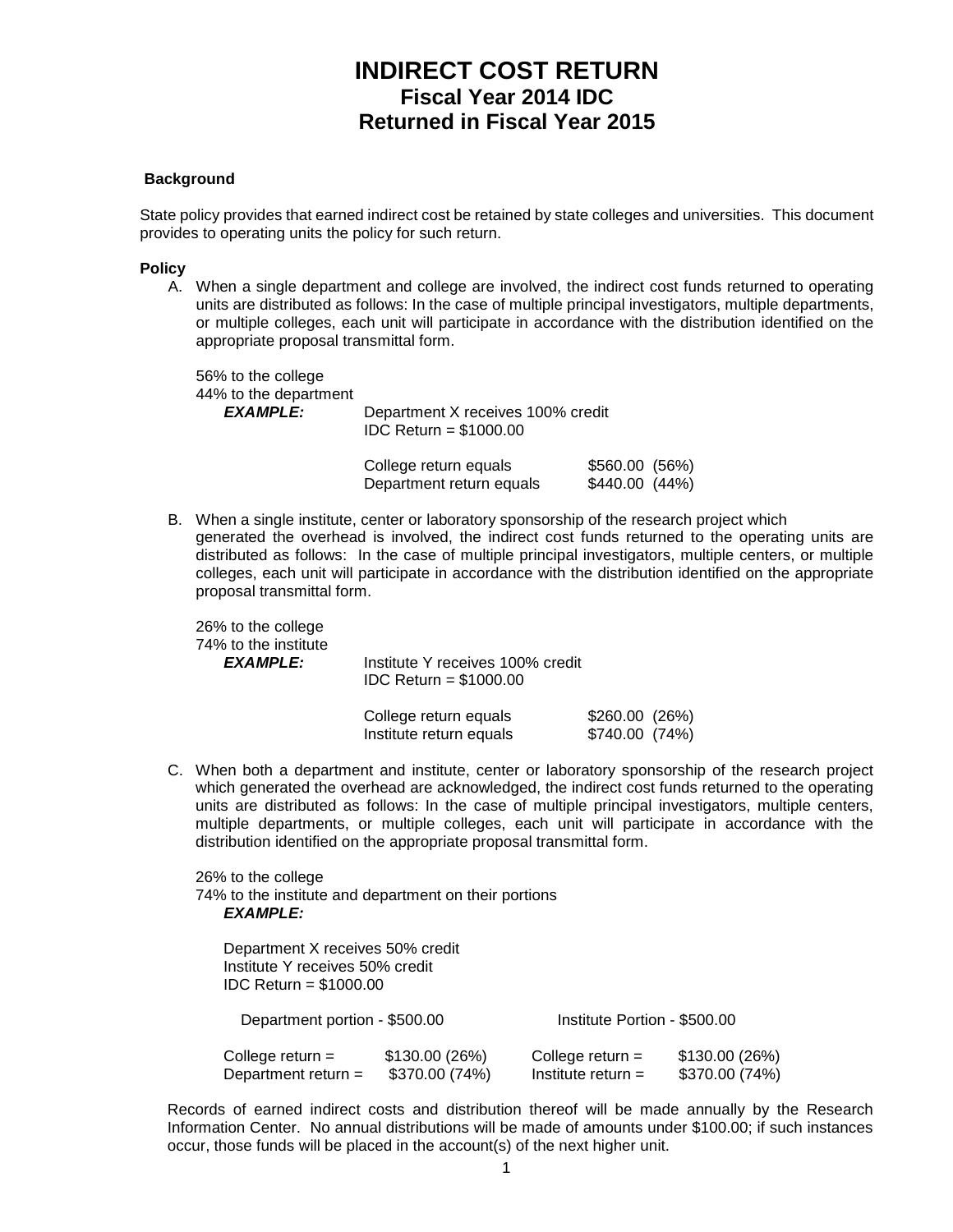# INDIRECT COST RETURN
## Fiscal Year 2014 IDC
## Returned in Fiscal Year 2015

**Background**

State policy provides that earned indirect cost be retained by state colleges and universities. This document provides to operating units the policy for such return.

**Policy**

A. When a single department and college are involved, the indirect cost funds returned to operating units are distributed as follows: In the case of multiple principal investigators, multiple departments, or multiple colleges, each unit will participate in accordance with the distribution identified on the appropriate proposal transmittal form.

   56% to the college
   44% to the department

   ***EXAMPLE:*** Department X receives 100% credit
   IDC Return = $1000.00

   | | | |
   |---|---|---|
   | College return equals | $560.00 | (56%) |
   | Department return equals | $440.00 | (44%) |

B. When a single institute, center or laboratory sponsorship of the research project which generated the overhead is involved, the indirect cost funds returned to the operating units are distributed as follows: In the case of multiple principal investigators, multiple centers, or multiple colleges, each unit will participate in accordance with the distribution identified on the appropriate proposal transmittal form.

   26% to the college
   74% to the institute

   ***EXAMPLE:*** Institute Y receives 100% credit
   IDC Return = $1000.00

   | | | |
   |---|---|---|
   | College return equals | $260.00 | (26%) |
   | Institute return equals | $740.00 | (74%) |

C. When both a department and institute, center or laboratory sponsorship of the research project which generated the overhead are acknowledged, the indirect cost funds returned to the operating units are distributed as follows: In the case of multiple principal investigators, multiple centers, multiple departments, or multiple colleges, each unit will participate in accordance with the distribution identified on the appropriate proposal transmittal form.

   26% to the college
   74% to the institute and department on their portions

   ***EXAMPLE:***

   Department X receives 50% credit
   Institute Y receives 50% credit
   IDC Return = $1000.00

   | Department portion - $500.00 | | Institute Portion - $500.00 | |
   |---|---|---|---|
   | College return = | $130.00 (26%) | College return = | $130.00 (26%) |
   | Department return = | $370.00 (74%) | Institute return = | $370.00 (74%) |

Records of earned indirect costs and distribution thereof will be made annually by the Research Information Center. No annual distributions will be made of amounts under $100.00; if such instances occur, those funds will be placed in the account(s) of the next higher unit.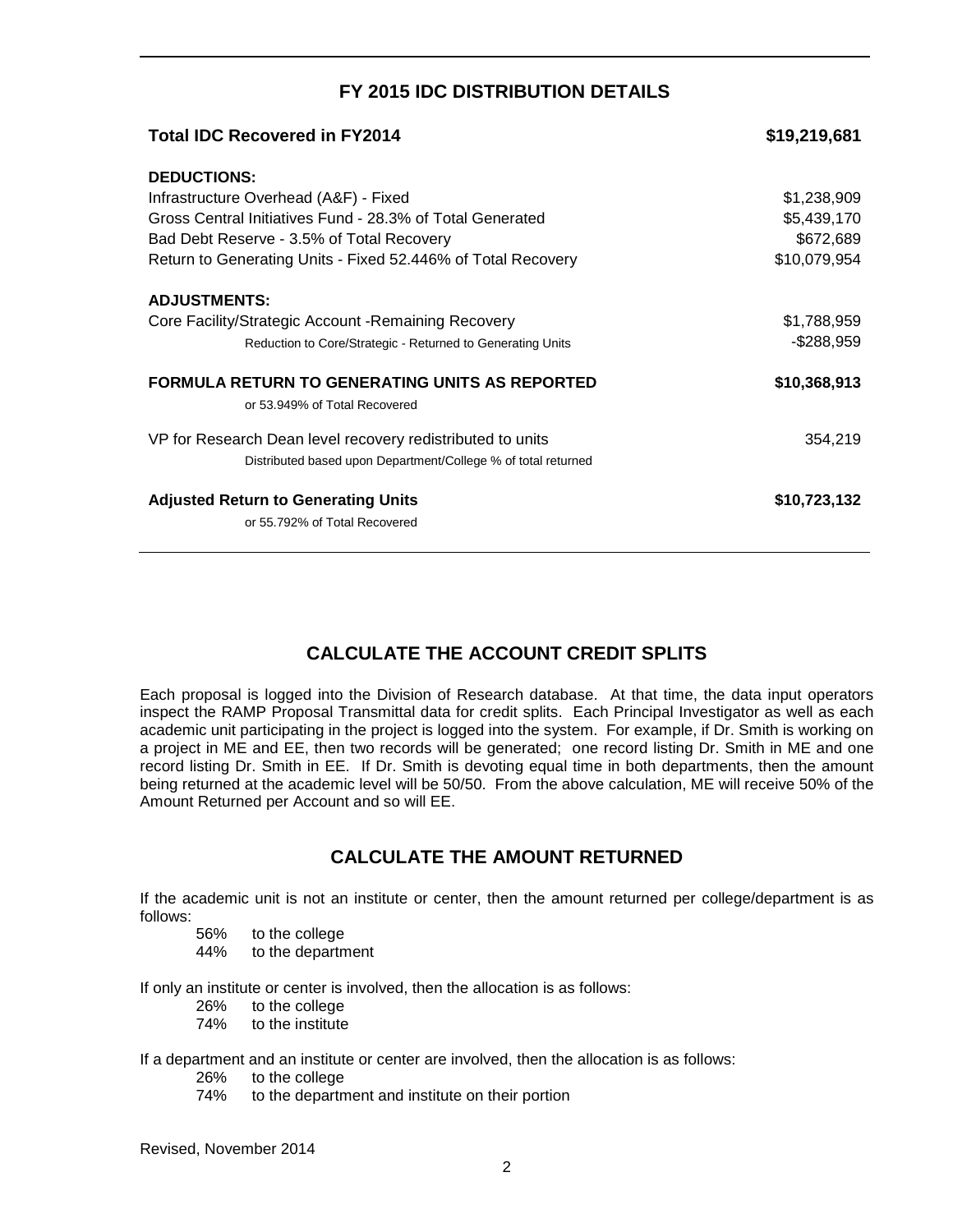## FY 2015 IDC DISTRIBUTION DETAILS

| | |
|---|---|
| **Total IDC Recovered in FY2014** | **$19,219,681** |
| **DEDUCTIONS:** | |
| Infrastructure Overhead (A&F) - Fixed | $1,238,909 |
| Gross Central Initiatives Fund - 28.3% of Total Generated | $5,439,170 |
| Bad Debt Reserve - 3.5% of Total Recovery | $672,689 |
| Return to Generating Units - Fixed 52.446% of Total Recovery | $10,079,954 |
| **ADJUSTMENTS:** | |
| Core Facility/Strategic Account -Remaining Recovery | $1,788,959 |
| Reduction to Core/Strategic - Returned to Generating Units | -$288,959 |
| **FORMULA RETURN TO GENERATING UNITS AS REPORTED** | **$10,368,913** |
| or 53.949% of Total Recovered | |
| VP for Research Dean level recovery redistributed to units | 354,219 |
| Distributed based upon Department/College % of total returned | |
| **Adjusted Return to Generating Units** | **$10,723,132** |
| or 55.792% of Total Recovered | |

## CALCULATE THE ACCOUNT CREDIT SPLITS

Each proposal is logged into the Division of Research database. At that time, the data input operators inspect the RAMP Proposal Transmittal data for credit splits. Each Principal Investigator as well as each academic unit participating in the project is logged into the system. For example, if Dr. Smith is working on a project in ME and EE, then two records will be generated; one record listing Dr. Smith in ME and one record listing Dr. Smith in EE. If Dr. Smith is devoting equal time in both departments, then the amount being returned at the academic level will be 50/50. From the above calculation, ME will receive 50% of the Amount Returned per Account and so will EE.

## CALCULATE THE AMOUNT RETURNED

If the academic unit is not an institute or center, then the amount returned per college/department is as follows:

- 56% to the college
- 44% to the department

If only an institute or center is involved, then the allocation is as follows:

- 26% to the college
- 74% to the institute

If a department and an institute or center are involved, then the allocation is as follows:

- 26% to the college
- 74% to the department and institute on their portion

Revised, November 2014